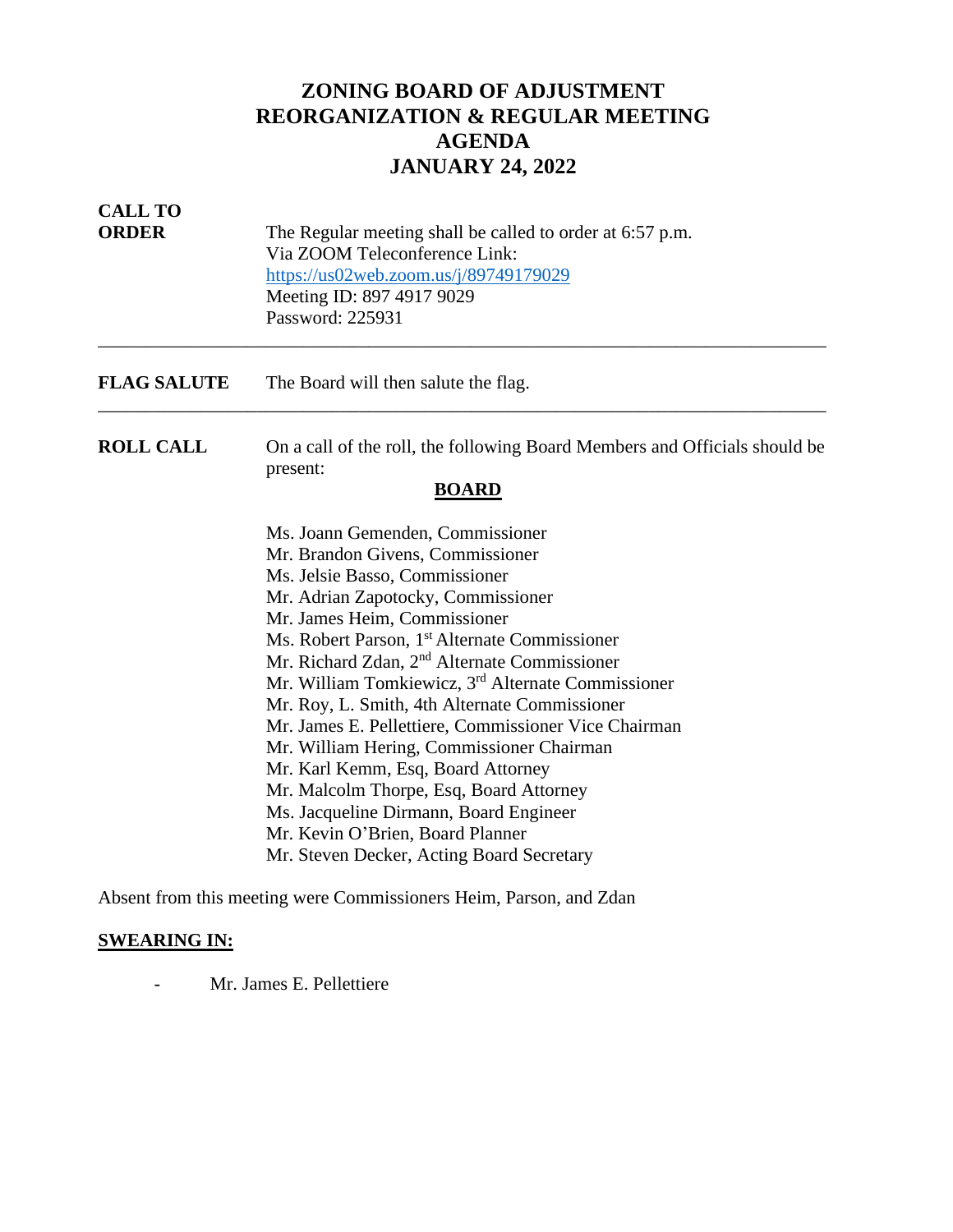# ZONING BOARD OF ADJUSTMENT
# REORGANIZATION & REGULAR MEETING
# AGENDA
# JANUARY 24, 2022

**CALL TO ORDER**

The Regular meeting shall be called to order at 6:57 p.m.
Via ZOOM Teleconference Link:
https://us02web.zoom.us/j/89749179029
Meeting ID: 897 4917 9029
Password: 225931

---

**FLAG SALUTE**

The Board will then salute the flag.

---

**ROLL CALL**

On a call of the roll, the following Board Members and Officials should be present:

**BOARD**

Ms. Joann Gemenden, Commissioner
Mr. Brandon Givens, Commissioner
Ms. Jelsie Basso, Commissioner
Mr. Adrian Zapotocky, Commissioner
Mr. James Heim, Commissioner
Ms. Robert Parson, 1st Alternate Commissioner
Mr. Richard Zdan, 2nd Alternate Commissioner
Mr. William Tomkiewicz, 3rd Alternate Commissioner
Mr. Roy, L. Smith, 4th Alternate Commissioner
Mr. James E. Pellettiere, Commissioner Vice Chairman
Mr. William Hering, Commissioner Chairman
Mr. Karl Kemm, Esq, Board Attorney
Mr. Malcolm Thorpe, Esq, Board Attorney
Ms. Jacqueline Dirmann, Board Engineer
Mr. Kevin O'Brien, Board Planner
Mr. Steven Decker, Acting Board Secretary

Absent from this meeting were Commissioners Heim, Parson, and Zdan

**SWEARING IN:**

- Mr. James E. Pellettiere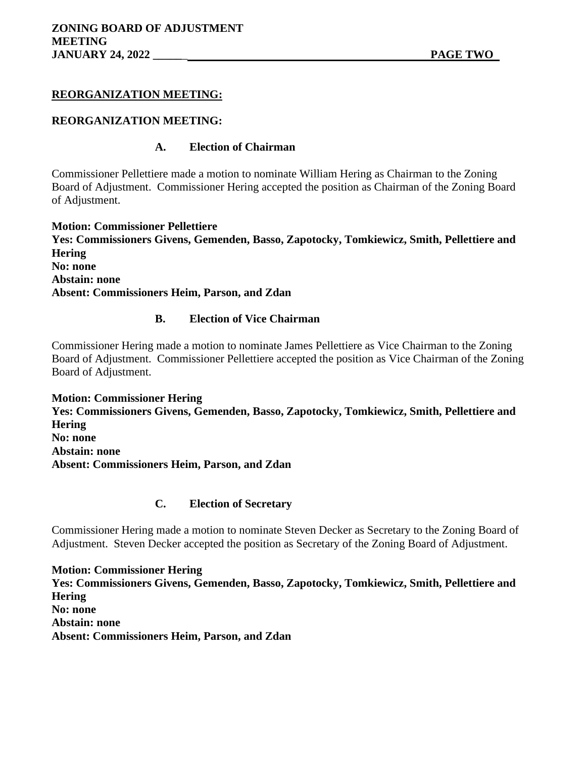**REORGANIZATION MEETING:**

**REORGANIZATION MEETING:**

**A. Election of Chairman**

Commissioner Pellettiere made a motion to nominate William Hering as Chairman to the Zoning Board of Adjustment. Commissioner Hering accepted the position as Chairman of the Zoning Board of Adjustment.

**Motion: Commissioner Pellettiere**
**Yes: Commissioners Givens, Gemenden, Basso, Zapotocky, Tomkiewicz, Smith, Pellettiere and Hering**
**No: none**
**Abstain: none**
**Absent: Commissioners Heim, Parson, and Zdan**

**B. Election of Vice Chairman**

Commissioner Hering made a motion to nominate James Pellettiere as Vice Chairman to the Zoning Board of Adjustment. Commissioner Pellettiere accepted the position as Vice Chairman of the Zoning Board of Adjustment.

**Motion: Commissioner Hering**
**Yes: Commissioners Givens, Gemenden, Basso, Zapotocky, Tomkiewicz, Smith, Pellettiere and Hering**
**No: none**
**Abstain: none**
**Absent: Commissioners Heim, Parson, and Zdan**

**C. Election of Secretary**

Commissioner Hering made a motion to nominate Steven Decker as Secretary to the Zoning Board of Adjustment. Steven Decker accepted the position as Secretary of the Zoning Board of Adjustment.

**Motion: Commissioner Hering**
**Yes: Commissioners Givens, Gemenden, Basso, Zapotocky, Tomkiewicz, Smith, Pellettiere and Hering**
**No: none**
**Abstain: none**
**Absent: Commissioners Heim, Parson, and Zdan**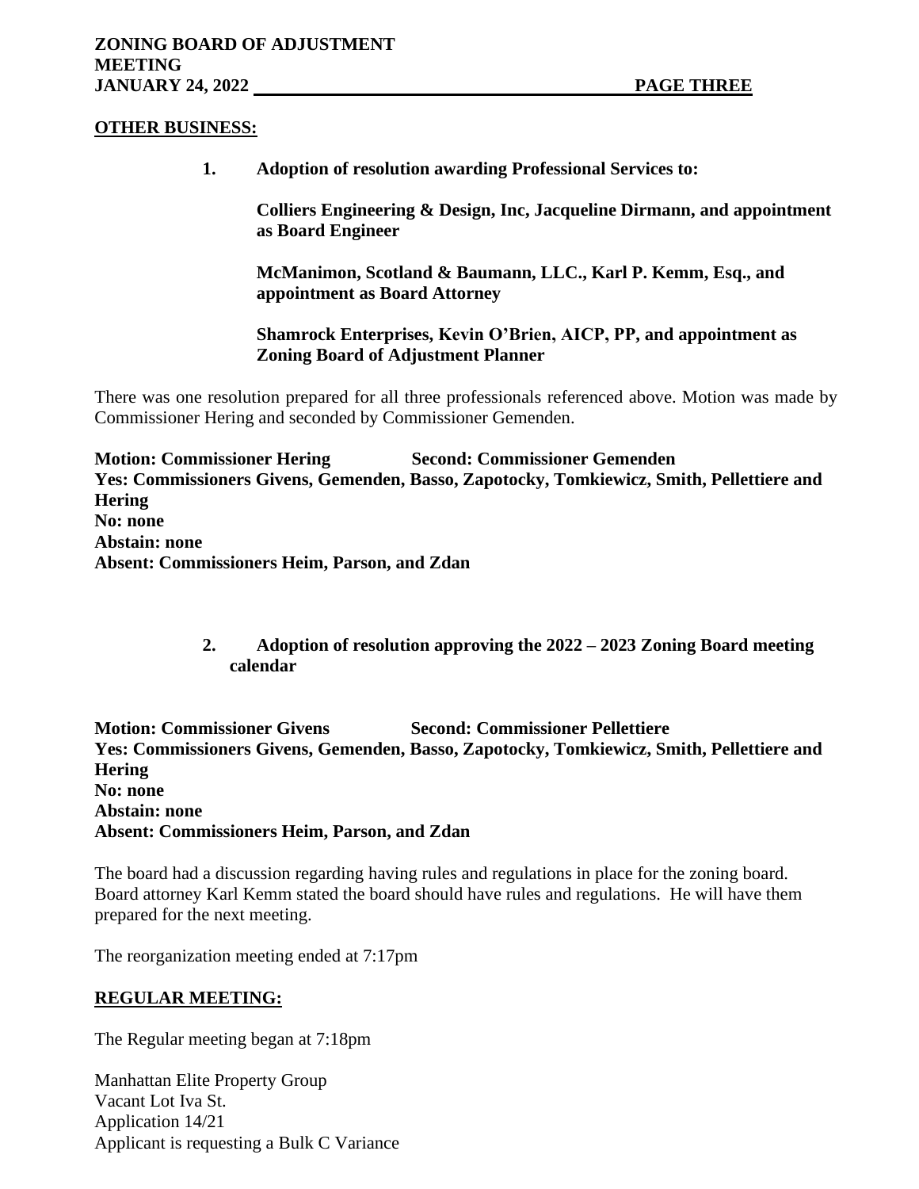**OTHER BUSINESS:**

1. **Adoption of resolution awarding Professional Services to:**

   **Colliers Engineering & Design, Inc, Jacqueline Dirmann, and appointment as Board Engineer**

   **McManimon, Scotland & Baumann, LLC., Karl P. Kemm, Esq., and appointment as Board Attorney**

   **Shamrock Enterprises, Kevin O'Brien, AICP, PP, and appointment as Zoning Board of Adjustment Planner**

There was one resolution prepared for all three professionals referenced above. Motion was made by Commissioner Hering and seconded by Commissioner Gemenden.

**Motion: Commissioner Hering Second: Commissioner Gemenden**
**Yes: Commissioners Givens, Gemenden, Basso, Zapotocky, Tomkiewicz, Smith, Pellettiere and Hering**
**No: none**
**Abstain: none**
**Absent: Commissioners Heim, Parson, and Zdan**

2. **Adoption of resolution approving the 2022 – 2023 Zoning Board meeting calendar**

**Motion: Commissioner Givens Second: Commissioner Pellettiere**
**Yes: Commissioners Givens, Gemenden, Basso, Zapotocky, Tomkiewicz, Smith, Pellettiere and Hering**
**No: none**
**Abstain: none**
**Absent: Commissioners Heim, Parson, and Zdan**

The board had a discussion regarding having rules and regulations in place for the zoning board. Board attorney Karl Kemm stated the board should have rules and regulations. He will have them prepared for the next meeting.

The reorganization meeting ended at 7:17pm

**REGULAR MEETING:**

The Regular meeting began at 7:18pm

Manhattan Elite Property Group
Vacant Lot Iva St.
Application 14/21
Applicant is requesting a Bulk C Variance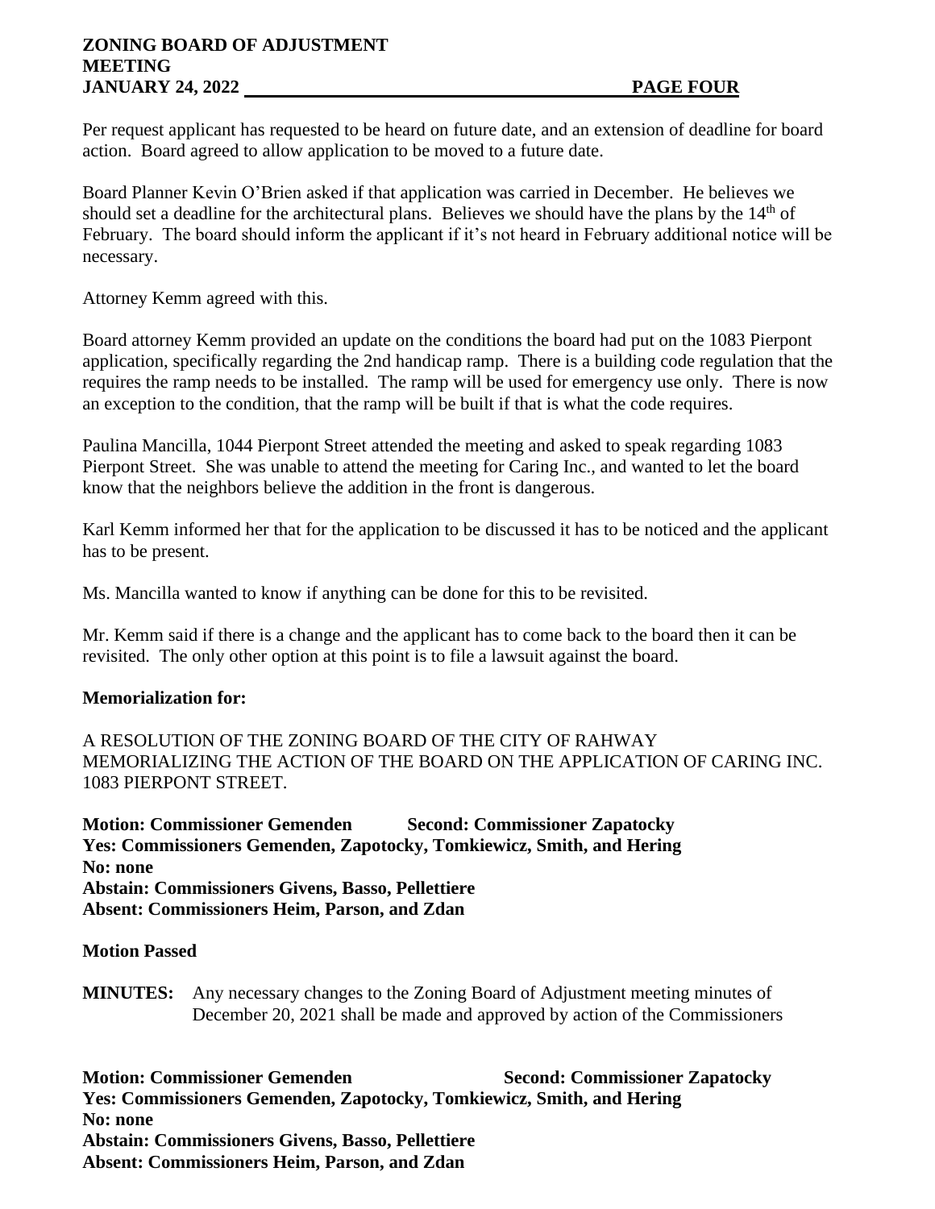Per request applicant has requested to be heard on future date, and an extension of deadline for board action. Board agreed to allow application to be moved to a future date.

Board Planner Kevin O'Brien asked if that application was carried in December. He believes we should set a deadline for the architectural plans. Believes we should have the plans by the 14th of February. The board should inform the applicant if it's not heard in February additional notice will be necessary.

Attorney Kemm agreed with this.

Board attorney Kemm provided an update on the conditions the board had put on the 1083 Pierpont application, specifically regarding the 2nd handicap ramp. There is a building code regulation that the requires the ramp needs to be installed. The ramp will be used for emergency use only. There is now an exception to the condition, that the ramp will be built if that is what the code requires.

Paulina Mancilla, 1044 Pierpont Street attended the meeting and asked to speak regarding 1083 Pierpont Street. She was unable to attend the meeting for Caring Inc., and wanted to let the board know that the neighbors believe the addition in the front is dangerous.

Karl Kemm informed her that for the application to be discussed it has to be noticed and the applicant has to be present.

Ms. Mancilla wanted to know if anything can be done for this to be revisited.

Mr. Kemm said if there is a change and the applicant has to come back to the board then it can be revisited. The only other option at this point is to file a lawsuit against the board.

**Memorialization for:**

A RESOLUTION OF THE ZONING BOARD OF THE CITY OF RAHWAY MEMORIALIZING THE ACTION OF THE BOARD ON THE APPLICATION OF CARING INC. 1083 PIERPONT STREET.

**Motion: Commissioner Gemenden Second: Commissioner Zapatocky**
**Yes: Commissioners Gemenden, Zapotocky, Tomkiewicz, Smith, and Hering**
**No: none**
**Abstain: Commissioners Givens, Basso, Pellettiere**
**Absent: Commissioners Heim, Parson, and Zdan**

**Motion Passed**

**MINUTES:** Any necessary changes to the Zoning Board of Adjustment meeting minutes of December 20, 2021 shall be made and approved by action of the Commissioners

**Motion: Commissioner Gemenden Second: Commissioner Zapatocky**
**Yes: Commissioners Gemenden, Zapotocky, Tomkiewicz, Smith, and Hering**
**No: none**
**Abstain: Commissioners Givens, Basso, Pellettiere**
**Absent: Commissioners Heim, Parson, and Zdan**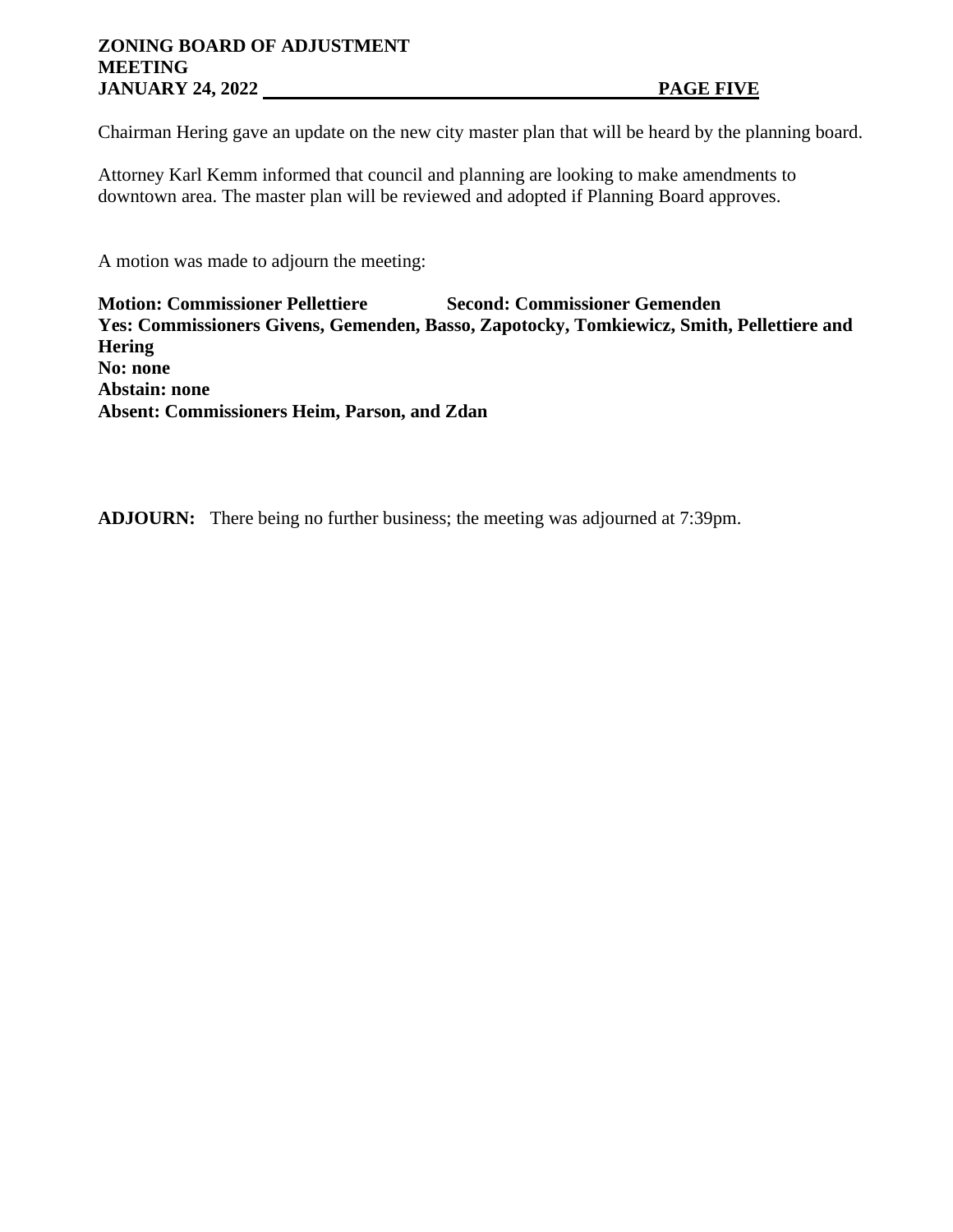Chairman Hering gave an update on the new city master plan that will be heard by the planning board.

Attorney Karl Kemm informed that council and planning are looking to make amendments to downtown area. The master plan will be reviewed and adopted if Planning Board approves.

A motion was made to adjourn the meeting:

**Motion: Commissioner Pellettiere Second: Commissioner Gemenden**
**Yes: Commissioners Givens, Gemenden, Basso, Zapotocky, Tomkiewicz, Smith, Pellettiere and Hering**
**No: none**
**Abstain: none**
**Absent: Commissioners Heim, Parson, and Zdan**

**ADJOURN:** There being no further business; the meeting was adjourned at 7:39pm.